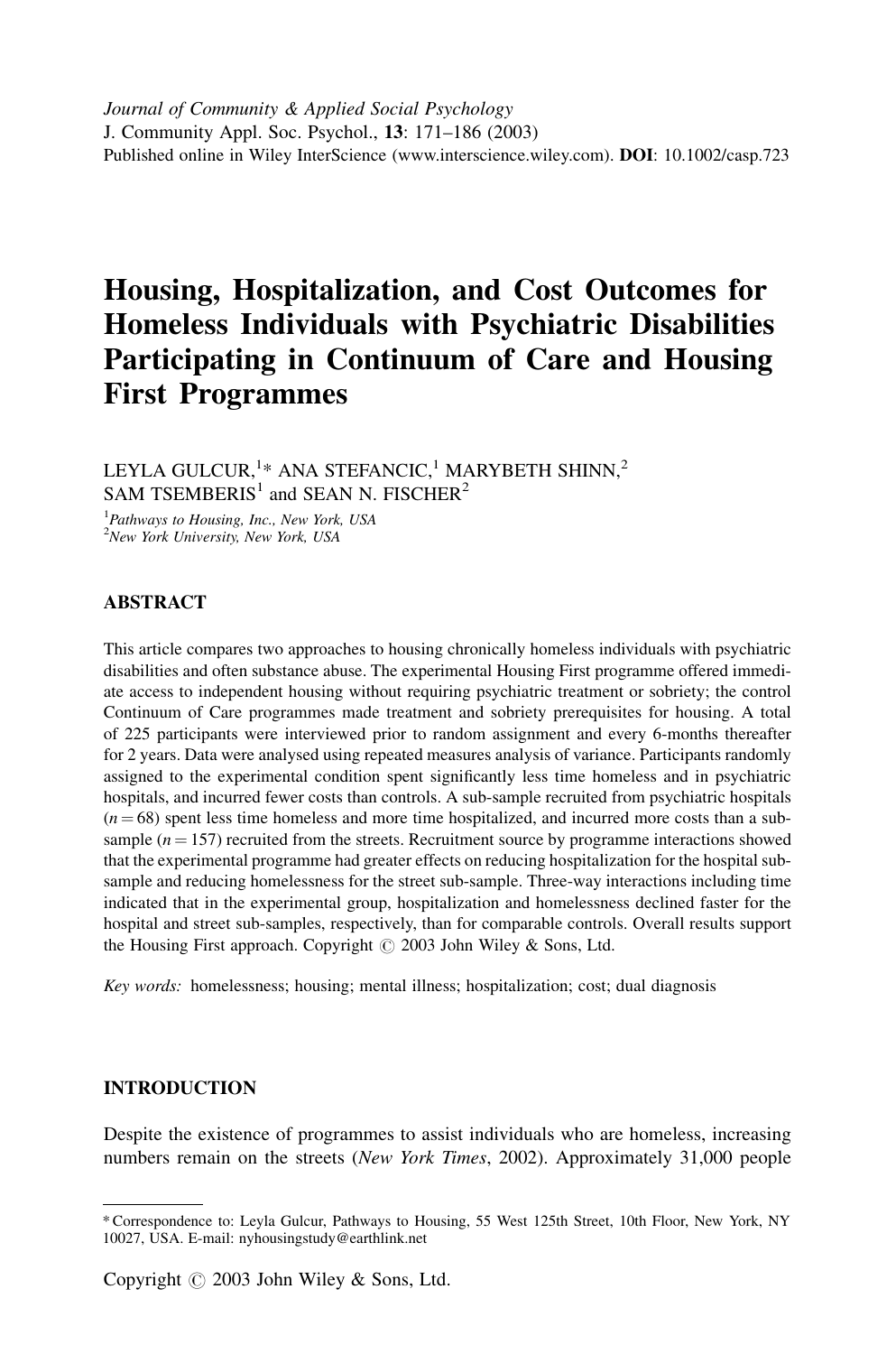Journal of Community & Applied Social Psychology
J. Community Appl. Soc. Psychol., **13**: 171–186 (2003)
Published online in Wiley InterScience (www.interscience.wiley.com). **DOI**: 10.1002/casp.723

# Housing, Hospitalization, and Cost Outcomes for Homeless Individuals with Psychiatric Disabilities Participating in Continuum of Care and Housing First Programmes

LEYLA GULCUR,[1]* ANA STEFANCIC,[1] MARYBETH SHINN,[2] SAM TSEMBERIS[1] and SEAN N. FISCHER[2]

[1] *Pathways to Housing, Inc., New York, USA*
[2] *New York University, New York, USA*

## ABSTRACT

This article compares two approaches to housing chronically homeless individuals with psychiatric disabilities and often substance abuse. The experimental Housing First programme offered immediate access to independent housing without requiring psychiatric treatment or sobriety; the control Continuum of Care programmes made treatment and sobriety prerequisites for housing. A total of 225 participants were interviewed prior to random assignment and every 6-months thereafter for 2 years. Data were analysed using repeated measures analysis of variance. Participants randomly assigned to the experimental condition spent significantly less time homeless and in psychiatric hospitals, and incurred fewer costs than controls. A sub-sample recruited from psychiatric hospitals ($n = 68$) spent less time homeless and more time hospitalized, and incurred more costs than a sub-sample ($n = 157$) recruited from the streets. Recruitment source by programme interactions showed that the experimental programme had greater effects on reducing hospitalization for the hospital sub-sample and reducing homelessness for the street sub-sample. Three-way interactions including time indicated that in the experimental group, hospitalization and homelessness declined faster for the hospital and street sub-samples, respectively, than for comparable controls. Overall results support the Housing First approach. Copyright © 2003 John Wiley & Sons, Ltd.

*Key words:* homelessness; housing; mental illness; hospitalization; cost; dual diagnosis

## INTRODUCTION

Despite the existence of programmes to assist individuals who are homeless, increasing numbers remain on the streets (*New York Times*, 2002). Approximately 31,000 people

---

* Correspondence to: Leyla Gulcur, Pathways to Housing, 55 West 125th Street, 10th Floor, New York, NY 10027, USA. E-mail: nyhousingstudy@earthlink.net

Copyright © 2003 John Wiley & Sons, Ltd.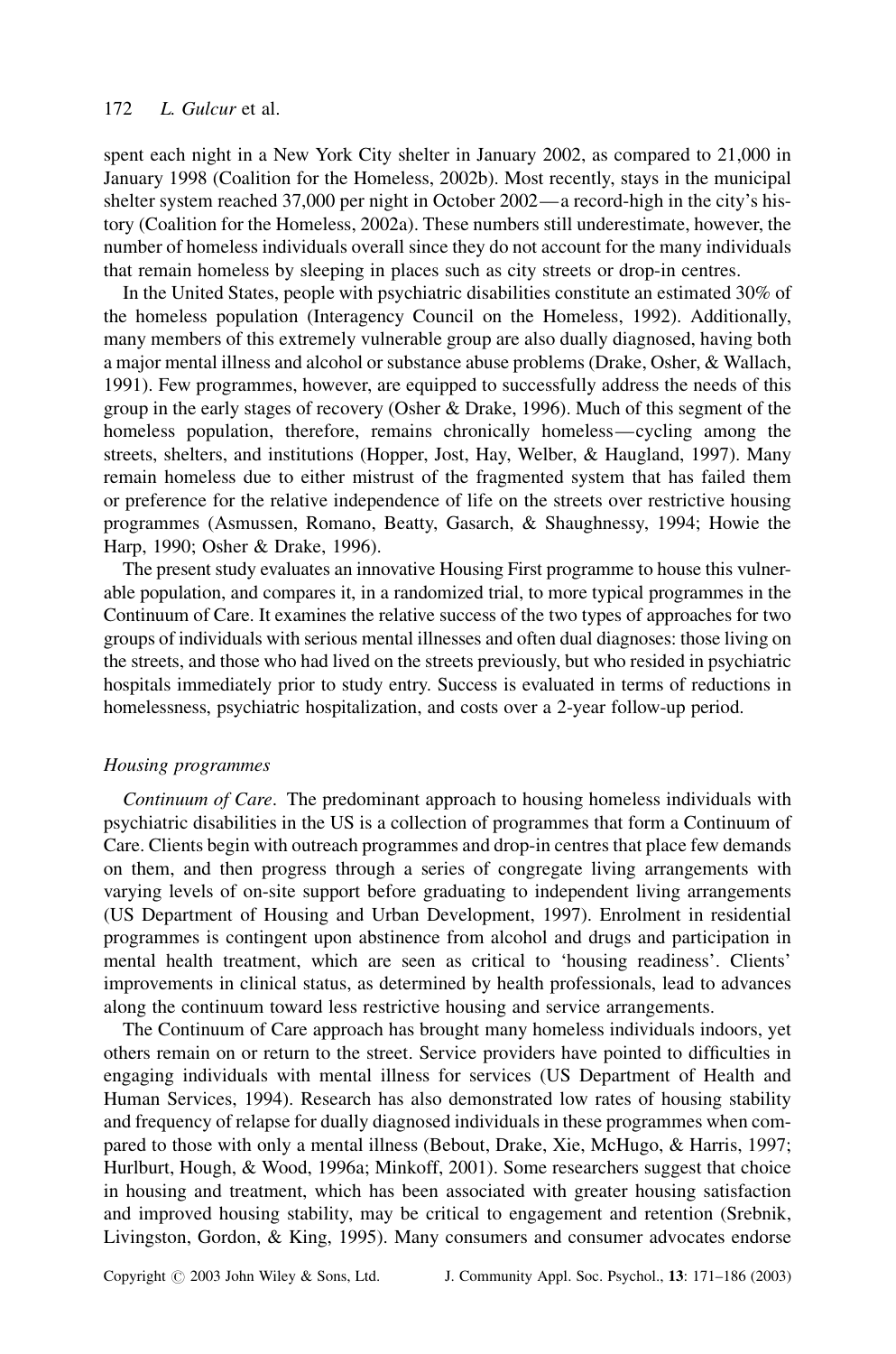spent each night in a New York City shelter in January 2002, as compared to 21,000 in January 1998 (Coalition for the Homeless, 2002b). Most recently, stays in the municipal shelter system reached 37,000 per night in October 2002—a record-high in the city's history (Coalition for the Homeless, 2002a). These numbers still underestimate, however, the number of homeless individuals overall since they do not account for the many individuals that remain homeless by sleeping in places such as city streets or drop-in centres.

In the United States, people with psychiatric disabilities constitute an estimated 30% of the homeless population (Interagency Council on the Homeless, 1992). Additionally, many members of this extremely vulnerable group are also dually diagnosed, having both a major mental illness and alcohol or substance abuse problems (Drake, Osher, & Wallach, 1991). Few programmes, however, are equipped to successfully address the needs of this group in the early stages of recovery (Osher & Drake, 1996). Much of this segment of the homeless population, therefore, remains chronically homeless—cycling among the streets, shelters, and institutions (Hopper, Jost, Hay, Welber, & Haugland, 1997). Many remain homeless due to either mistrust of the fragmented system that has failed them or preference for the relative independence of life on the streets over restrictive housing programmes (Asmussen, Romano, Beatty, Gasarch, & Shaughnessy, 1994; Howie the Harp, 1990; Osher & Drake, 1996).

The present study evaluates an innovative Housing First programme to house this vulnerable population, and compares it, in a randomized trial, to more typical programmes in the Continuum of Care. It examines the relative success of the two types of approaches for two groups of individuals with serious mental illnesses and often dual diagnoses: those living on the streets, and those who had lived on the streets previously, but who resided in psychiatric hospitals immediately prior to study entry. Success is evaluated in terms of reductions in homelessness, psychiatric hospitalization, and costs over a 2-year follow-up period.

### *Housing programmes*

*Continuum of Care*. The predominant approach to housing homeless individuals with psychiatric disabilities in the US is a collection of programmes that form a Continuum of Care. Clients begin with outreach programmes and drop-in centres that place few demands on them, and then progress through a series of congregate living arrangements with varying levels of on-site support before graduating to independent living arrangements (US Department of Housing and Urban Development, 1997). Enrolment in residential programmes is contingent upon abstinence from alcohol and drugs and participation in mental health treatment, which are seen as critical to 'housing readiness'. Clients' improvements in clinical status, as determined by health professionals, lead to advances along the continuum toward less restrictive housing and service arrangements.

The Continuum of Care approach has brought many homeless individuals indoors, yet others remain on or return to the street. Service providers have pointed to difficulties in engaging individuals with mental illness for services (US Department of Health and Human Services, 1994). Research has also demonstrated low rates of housing stability and frequency of relapse for dually diagnosed individuals in these programmes when compared to those with only a mental illness (Bebout, Drake, Xie, McHugo, & Harris, 1997; Hurlburt, Hough, & Wood, 1996a; Minkoff, 2001). Some researchers suggest that choice in housing and treatment, which has been associated with greater housing satisfaction and improved housing stability, may be critical to engagement and retention (Srebnik, Livingston, Gordon, & King, 1995). Many consumers and consumer advocates endorse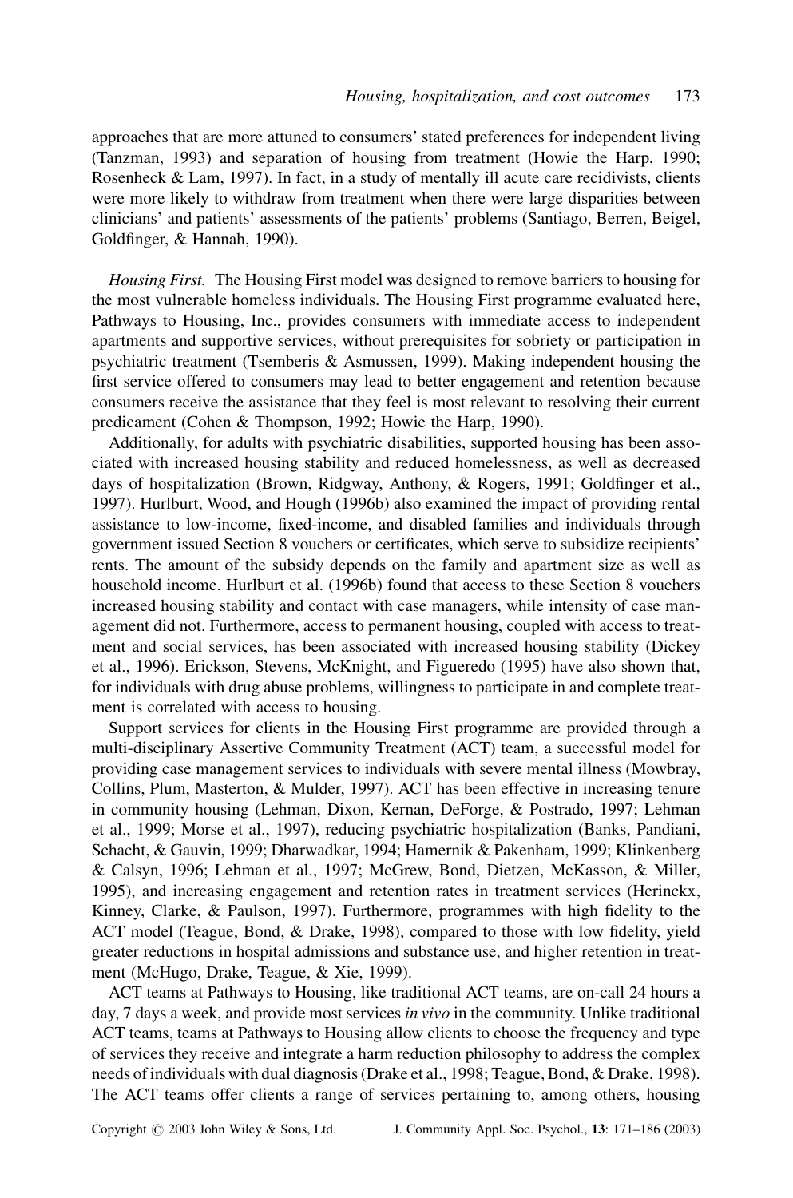approaches that are more attuned to consumers' stated preferences for independent living (Tanzman, 1993) and separation of housing from treatment (Howie the Harp, 1990; Rosenheck & Lam, 1997). In fact, in a study of mentally ill acute care recidivists, clients were more likely to withdraw from treatment when there were large disparities between clinicians' and patients' assessments of the patients' problems (Santiago, Berren, Beigel, Goldfinger, & Hannah, 1990).

*Housing First.* The Housing First model was designed to remove barriers to housing for the most vulnerable homeless individuals. The Housing First programme evaluated here, Pathways to Housing, Inc., provides consumers with immediate access to independent apartments and supportive services, without prerequisites for sobriety or participation in psychiatric treatment (Tsemberis & Asmussen, 1999). Making independent housing the first service offered to consumers may lead to better engagement and retention because consumers receive the assistance that they feel is most relevant to resolving their current predicament (Cohen & Thompson, 1992; Howie the Harp, 1990).

Additionally, for adults with psychiatric disabilities, supported housing has been associated with increased housing stability and reduced homelessness, as well as decreased days of hospitalization (Brown, Ridgway, Anthony, & Rogers, 1991; Goldfinger et al., 1997). Hurlburt, Wood, and Hough (1996b) also examined the impact of providing rental assistance to low-income, fixed-income, and disabled families and individuals through government issued Section 8 vouchers or certificates, which serve to subsidize recipients' rents. The amount of the subsidy depends on the family and apartment size as well as household income. Hurlburt et al. (1996b) found that access to these Section 8 vouchers increased housing stability and contact with case managers, while intensity of case management did not. Furthermore, access to permanent housing, coupled with access to treatment and social services, has been associated with increased housing stability (Dickey et al., 1996). Erickson, Stevens, McKnight, and Figueredo (1995) have also shown that, for individuals with drug abuse problems, willingness to participate in and complete treatment is correlated with access to housing.

Support services for clients in the Housing First programme are provided through a multi-disciplinary Assertive Community Treatment (ACT) team, a successful model for providing case management services to individuals with severe mental illness (Mowbray, Collins, Plum, Masterton, & Mulder, 1997). ACT has been effective in increasing tenure in community housing (Lehman, Dixon, Kernan, DeForge, & Postrado, 1997; Lehman et al., 1999; Morse et al., 1997), reducing psychiatric hospitalization (Banks, Pandiani, Schacht, & Gauvin, 1999; Dharwadkar, 1994; Hamernik & Pakenham, 1999; Klinkenberg & Calsyn, 1996; Lehman et al., 1997; McGrew, Bond, Dietzen, McKasson, & Miller, 1995), and increasing engagement and retention rates in treatment services (Herinckx, Kinney, Clarke, & Paulson, 1997). Furthermore, programmes with high fidelity to the ACT model (Teague, Bond, & Drake, 1998), compared to those with low fidelity, yield greater reductions in hospital admissions and substance use, and higher retention in treatment (McHugo, Drake, Teague, & Xie, 1999).

ACT teams at Pathways to Housing, like traditional ACT teams, are on-call 24 hours a day, 7 days a week, and provide most services *in vivo* in the community. Unlike traditional ACT teams, teams at Pathways to Housing allow clients to choose the frequency and type of services they receive and integrate a harm reduction philosophy to address the complex needs of individuals with dual diagnosis (Drake et al., 1998; Teague, Bond, & Drake, 1998). The ACT teams offer clients a range of services pertaining to, among others, housing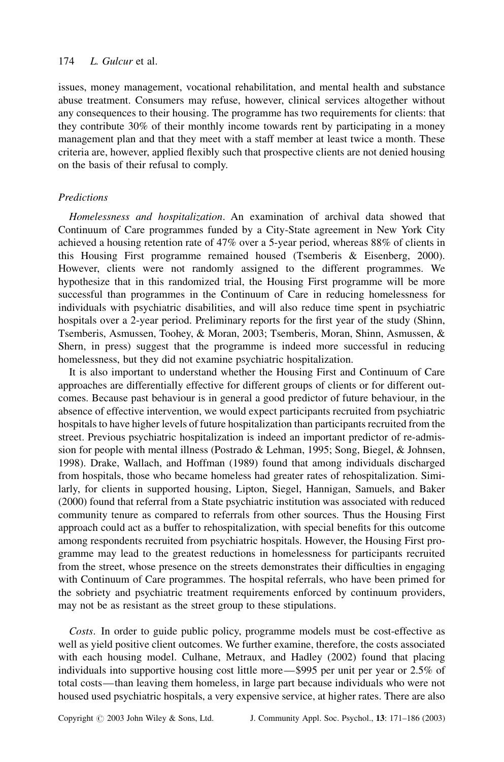issues, money management, vocational rehabilitation, and mental health and substance abuse treatment. Consumers may refuse, however, clinical services altogether without any consequences to their housing. The programme has two requirements for clients: that they contribute 30% of their monthly income towards rent by participating in a money management plan and that they meet with a staff member at least twice a month. These criteria are, however, applied flexibly such that prospective clients are not denied housing on the basis of their refusal to comply.

### *Predictions*

*Homelessness and hospitalization*. An examination of archival data showed that Continuum of Care programmes funded by a City-State agreement in New York City achieved a housing retention rate of 47% over a 5-year period, whereas 88% of clients in this Housing First programme remained housed (Tsemberis & Eisenberg, 2000). However, clients were not randomly assigned to the different programmes. We hypothesize that in this randomized trial, the Housing First programme will be more successful than programmes in the Continuum of Care in reducing homelessness for individuals with psychiatric disabilities, and will also reduce time spent in psychiatric hospitals over a 2-year period. Preliminary reports for the first year of the study (Shinn, Tsemberis, Asmussen, Toohey, & Moran, 2003; Tsemberis, Moran, Shinn, Asmussen, & Shern, in press) suggest that the programme is indeed more successful in reducing homelessness, but they did not examine psychiatric hospitalization.

It is also important to understand whether the Housing First and Continuum of Care approaches are differentially effective for different groups of clients or for different outcomes. Because past behaviour is in general a good predictor of future behaviour, in the absence of effective intervention, we would expect participants recruited from psychiatric hospitals to have higher levels of future hospitalization than participants recruited from the street. Previous psychiatric hospitalization is indeed an important predictor of re-admission for people with mental illness (Postrado & Lehman, 1995; Song, Biegel, & Johnsen, 1998). Drake, Wallach, and Hoffman (1989) found that among individuals discharged from hospitals, those who became homeless had greater rates of rehospitalization. Similarly, for clients in supported housing, Lipton, Siegel, Hannigan, Samuels, and Baker (2000) found that referral from a State psychiatric institution was associated with reduced community tenure as compared to referrals from other sources. Thus the Housing First approach could act as a buffer to rehospitalization, with special benefits for this outcome among respondents recruited from psychiatric hospitals. However, the Housing First programme may lead to the greatest reductions in homelessness for participants recruited from the street, whose presence on the streets demonstrates their difficulties in engaging with Continuum of Care programmes. The hospital referrals, who have been primed for the sobriety and psychiatric treatment requirements enforced by continuum providers, may not be as resistant as the street group to these stipulations.

*Costs*. In order to guide public policy, programme models must be cost-effective as well as yield positive client outcomes. We further examine, therefore, the costs associated with each housing model. Culhane, Metraux, and Hadley (2002) found that placing individuals into supportive housing cost little more—$995 per unit per year or 2.5% of total costs—than leaving them homeless, in large part because individuals who were not housed used psychiatric hospitals, a very expensive service, at higher rates. There are also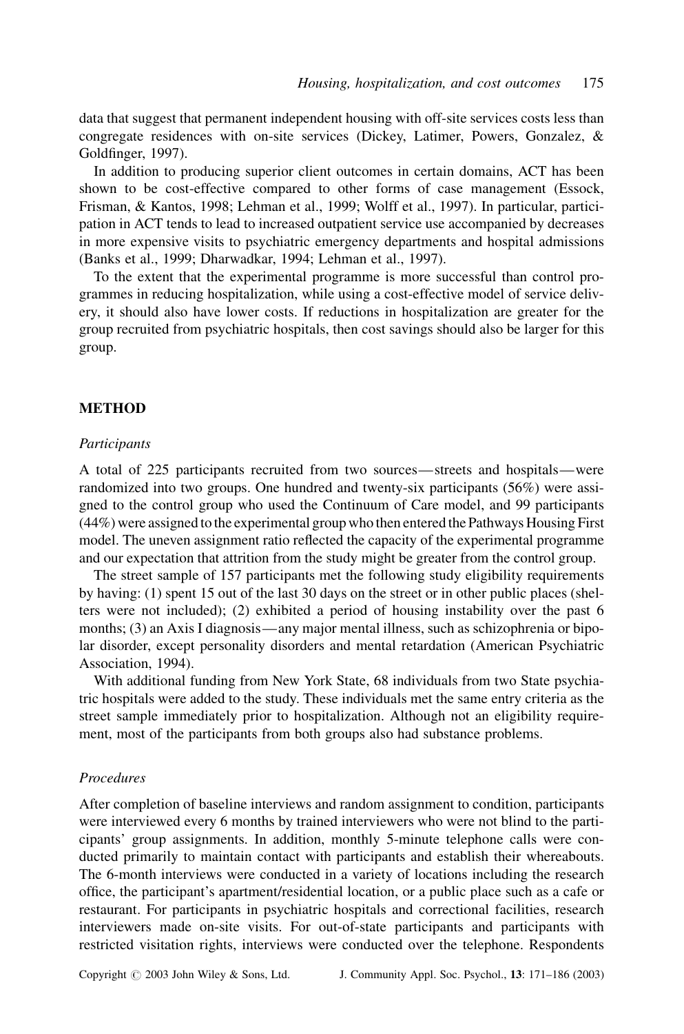data that suggest that permanent independent housing with off-site services costs less than congregate residences with on-site services (Dickey, Latimer, Powers, Gonzalez, & Goldfinger, 1997).

In addition to producing superior client outcomes in certain domains, ACT has been shown to be cost-effective compared to other forms of case management (Essock, Frisman, & Kantos, 1998; Lehman et al., 1999; Wolff et al., 1997). In particular, participation in ACT tends to lead to increased outpatient service use accompanied by decreases in more expensive visits to psychiatric emergency departments and hospital admissions (Banks et al., 1999; Dharwadkar, 1994; Lehman et al., 1997).

To the extent that the experimental programme is more successful than control programmes in reducing hospitalization, while using a cost-effective model of service delivery, it should also have lower costs. If reductions in hospitalization are greater for the group recruited from psychiatric hospitals, then cost savings should also be larger for this group.

## METHOD

### *Participants*

A total of 225 participants recruited from two sources—streets and hospitals—were randomized into two groups. One hundred and twenty-six participants (56%) were assigned to the control group who used the Continuum of Care model, and 99 participants (44%) were assigned to the experimental group who then entered the Pathways Housing First model. The uneven assignment ratio reflected the capacity of the experimental programme and our expectation that attrition from the study might be greater from the control group.

The street sample of 157 participants met the following study eligibility requirements by having: (1) spent 15 out of the last 30 days on the street or in other public places (shelters were not included); (2) exhibited a period of housing instability over the past 6 months; (3) an Axis I diagnosis—any major mental illness, such as schizophrenia or bipolar disorder, except personality disorders and mental retardation (American Psychiatric Association, 1994).

With additional funding from New York State, 68 individuals from two State psychiatric hospitals were added to the study. These individuals met the same entry criteria as the street sample immediately prior to hospitalization. Although not an eligibility requirement, most of the participants from both groups also had substance problems.

### *Procedures*

After completion of baseline interviews and random assignment to condition, participants were interviewed every 6 months by trained interviewers who were not blind to the participants' group assignments. In addition, monthly 5-minute telephone calls were conducted primarily to maintain contact with participants and establish their whereabouts. The 6-month interviews were conducted in a variety of locations including the research office, the participant's apartment/residential location, or a public place such as a cafe or restaurant. For participants in psychiatric hospitals and correctional facilities, research interviewers made on-site visits. For out-of-state participants and participants with restricted visitation rights, interviews were conducted over the telephone. Respondents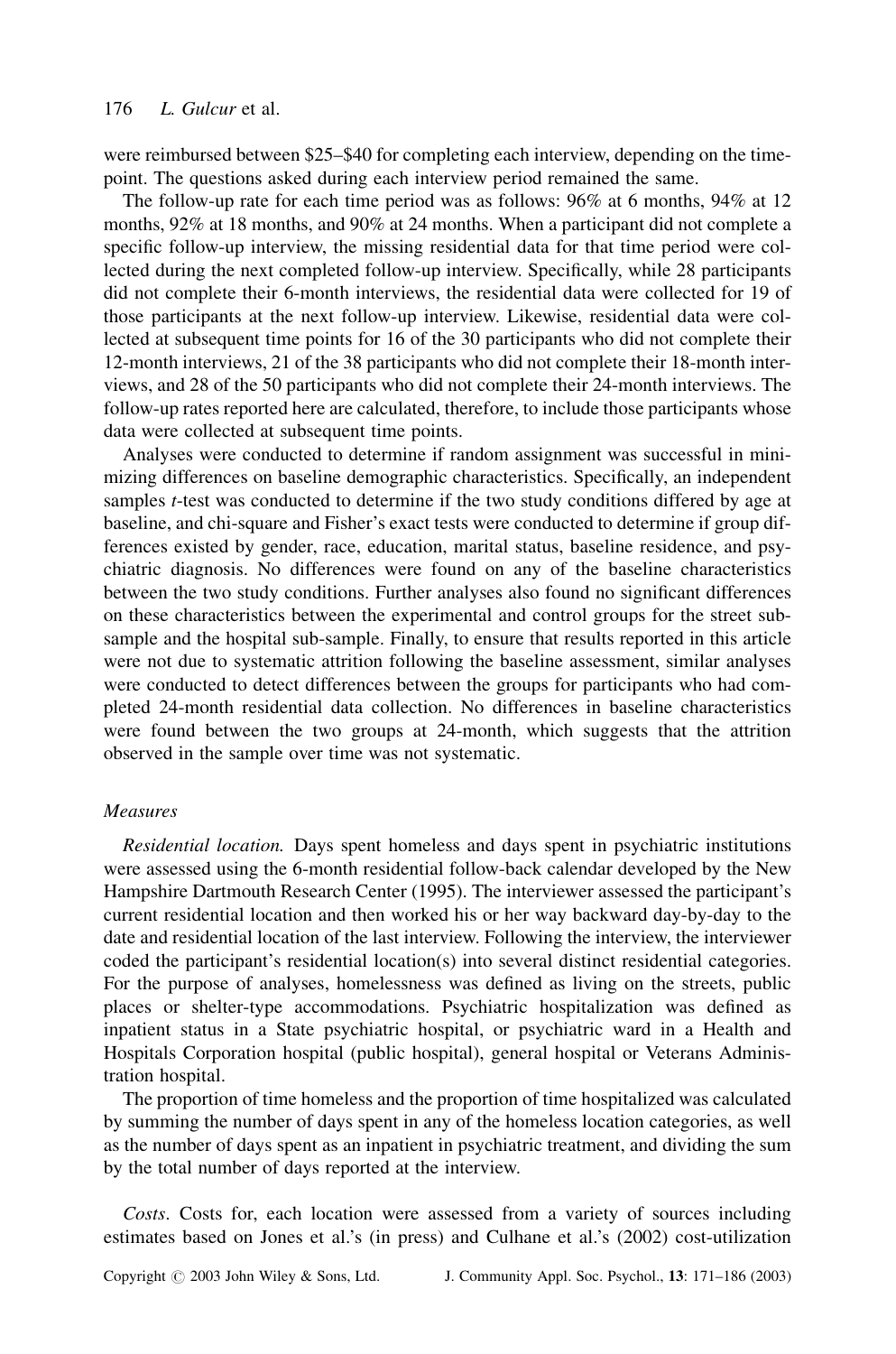were reimbursed between \$25–\$40 for completing each interview, depending on the time-point. The questions asked during each interview period remained the same.

The follow-up rate for each time period was as follows: 96% at 6 months, 94% at 12 months, 92% at 18 months, and 90% at 24 months. When a participant did not complete a specific follow-up interview, the missing residential data for that time period were collected during the next completed follow-up interview. Specifically, while 28 participants did not complete their 6-month interviews, the residential data were collected for 19 of those participants at the next follow-up interview. Likewise, residential data were collected at subsequent time points for 16 of the 30 participants who did not complete their 12-month interviews, 21 of the 38 participants who did not complete their 18-month interviews, and 28 of the 50 participants who did not complete their 24-month interviews. The follow-up rates reported here are calculated, therefore, to include those participants whose data were collected at subsequent time points.

Analyses were conducted to determine if random assignment was successful in minimizing differences on baseline demographic characteristics. Specifically, an independent samples *t*-test was conducted to determine if the two study conditions differed by age at baseline, and chi-square and Fisher's exact tests were conducted to determine if group differences existed by gender, race, education, marital status, baseline residence, and psychiatric diagnosis. No differences were found on any of the baseline characteristics between the two study conditions. Further analyses also found no significant differences on these characteristics between the experimental and control groups for the street sub-sample and the hospital sub-sample. Finally, to ensure that results reported in this article were not due to systematic attrition following the baseline assessment, similar analyses were conducted to detect differences between the groups for participants who had completed 24-month residential data collection. No differences in baseline characteristics were found between the two groups at 24-month, which suggests that the attrition observed in the sample over time was not systematic.

### *Measures*

*Residential location.* Days spent homeless and days spent in psychiatric institutions were assessed using the 6-month residential follow-back calendar developed by the New Hampshire Dartmouth Research Center (1995). The interviewer assessed the participant's current residential location and then worked his or her way backward day-by-day to the date and residential location of the last interview. Following the interview, the interviewer coded the participant's residential location(s) into several distinct residential categories. For the purpose of analyses, homelessness was defined as living on the streets, public places or shelter-type accommodations. Psychiatric hospitalization was defined as inpatient status in a State psychiatric hospital, or psychiatric ward in a Health and Hospitals Corporation hospital (public hospital), general hospital or Veterans Administration hospital.

The proportion of time homeless and the proportion of time hospitalized was calculated by summing the number of days spent in any of the homeless location categories, as well as the number of days spent as an inpatient in psychiatric treatment, and dividing the sum by the total number of days reported at the interview.

*Costs*. Costs for, each location were assessed from a variety of sources including estimates based on Jones et al.'s (in press) and Culhane et al.'s (2002) cost-utilization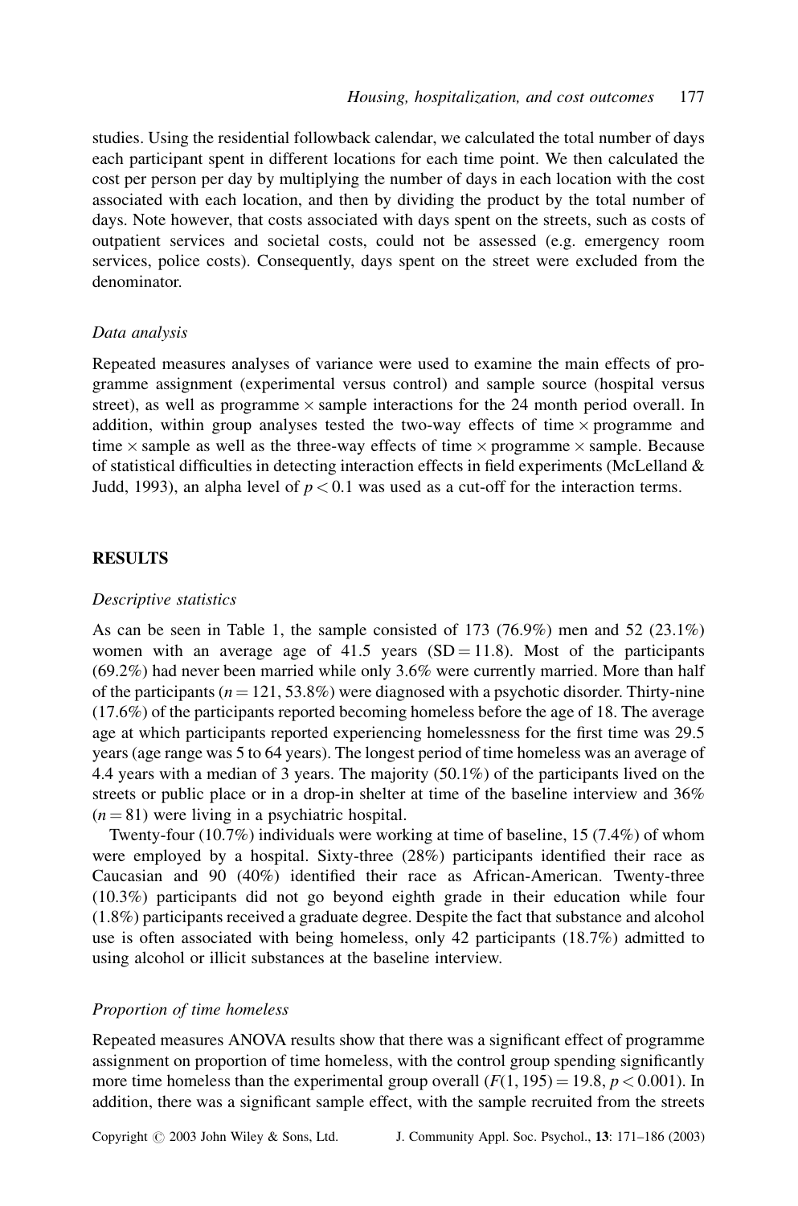studies. Using the residential followback calendar, we calculated the total number of days each participant spent in different locations for each time point. We then calculated the cost per person per day by multiplying the number of days in each location with the cost associated with each location, and then by dividing the product by the total number of days. Note however, that costs associated with days spent on the streets, such as costs of outpatient services and societal costs, could not be assessed (e.g. emergency room services, police costs). Consequently, days spent on the street were excluded from the denominator.

### *Data analysis*

Repeated measures analyses of variance were used to examine the main effects of programme assignment (experimental versus control) and sample source (hospital versus street), as well as programme × sample interactions for the 24 month period overall. In addition, within group analyses tested the two-way effects of time × programme and time × sample as well as the three-way effects of time × programme × sample. Because of statistical difficulties in detecting interaction effects in field experiments (McLelland & Judd, 1993), an alpha level of $p < 0.1$ was used as a cut-off for the interaction terms.

## RESULTS

### *Descriptive statistics*

As can be seen in Table 1, the sample consisted of 173 (76.9%) men and 52 (23.1%) women with an average age of 41.5 years (SD = 11.8). Most of the participants (69.2%) had never been married while only 3.6% were currently married. More than half of the participants ($n = 121$, 53.8%) were diagnosed with a psychotic disorder. Thirty-nine (17.6%) of the participants reported becoming homeless before the age of 18. The average age at which participants reported experiencing homelessness for the first time was 29.5 years (age range was 5 to 64 years). The longest period of time homeless was an average of 4.4 years with a median of 3 years. The majority (50.1%) of the participants lived on the streets or public place or in a drop-in shelter at time of the baseline interview and 36% ($n = 81$) were living in a psychiatric hospital.

Twenty-four (10.7%) individuals were working at time of baseline, 15 (7.4%) of whom were employed by a hospital. Sixty-three (28%) participants identified their race as Caucasian and 90 (40%) identified their race as African-American. Twenty-three (10.3%) participants did not go beyond eighth grade in their education while four (1.8%) participants received a graduate degree. Despite the fact that substance and alcohol use is often associated with being homeless, only 42 participants (18.7%) admitted to using alcohol or illicit substances at the baseline interview.

### *Proportion of time homeless*

Repeated measures ANOVA results show that there was a significant effect of programme assignment on proportion of time homeless, with the control group spending significantly more time homeless than the experimental group overall ($F(1, 195) = 19.8$, $p < 0.001$). In addition, there was a significant sample effect, with the sample recruited from the streets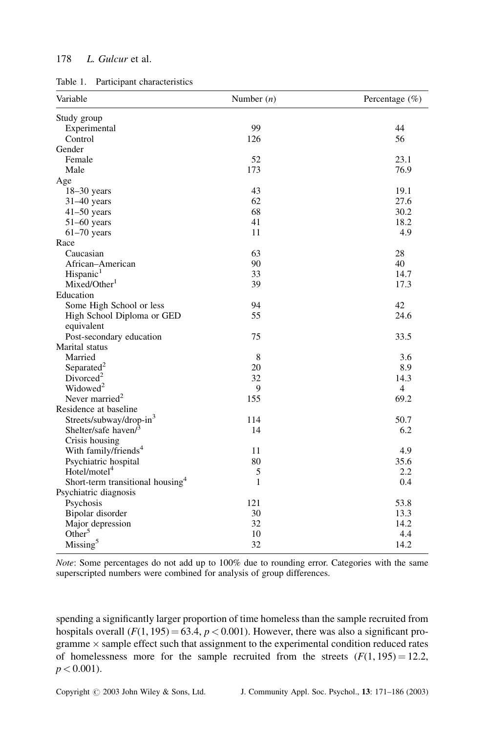Table 1. Participant characteristics

| Variable | Number ($n$) | Percentage (%) |
|---|---|---|
| Study group | | |
| Experimental | 99 | 44 |
| Control | 126 | 56 |
| Gender | | |
| Female | 52 | 23.1 |
| Male | 173 | 76.9 |
| Age | | |
| 18–30 years | 43 | 19.1 |
| 31–40 years | 62 | 27.6 |
| 41–50 years | 68 | 30.2 |
| 51–60 years | 41 | 18.2 |
| 61–70 years | 11 | 4.9 |
| Race | | |
| Caucasian | 63 | 28 |
| African–American | 90 | 40 |
| Hispanic[1] | 33 | 14.7 |
| Mixed/Other[1] | 39 | 17.3 |
| Education | | |
| Some High School or less | 94 | 42 |
| High School Diploma or GED equivalent | 55 | 24.6 |
| Post-secondary education | 75 | 33.5 |
| Marital status | | |
| Married | 8 | 3.6 |
| Separated[2] | 20 | 8.9 |
| Divorced[2] | 32 | 14.3 |
| Widowed[2] | 9 | 4 |
| Never married[2] | 155 | 69.2 |
| Residence at baseline | | |
| Streets/subway/drop-in[3] | 114 | 50.7 |
| Shelter/safe haven/[3] Crisis housing | 14 | 6.2 |
| With family/friends[4] | 11 | 4.9 |
| Psychiatric hospital | 80 | 35.6 |
| Hotel/motel[4] | 5 | 2.2 |
| Short-term transitional housing[4] | 1 | 0.4 |
| Psychiatric diagnosis | | |
| Psychosis | 121 | 53.8 |
| Bipolar disorder | 30 | 13.3 |
| Major depression | 32 | 14.2 |
| Other[5] | 10 | 4.4 |
| Missing[5] | 32 | 14.2 |

*Note*: Some percentages do not add up to 100% due to rounding error. Categories with the same superscripted numbers were combined for analysis of group differences.

spending a significantly larger proportion of time homeless than the sample recruited from hospitals overall ($F(1, 195) = 63.4$, $p < 0.001$). However, there was also a significant programme $\times$ sample effect such that assignment to the experimental condition reduced rates of homelessness more for the sample recruited from the streets ($F(1, 195) = 12.2$, $p < 0.001$).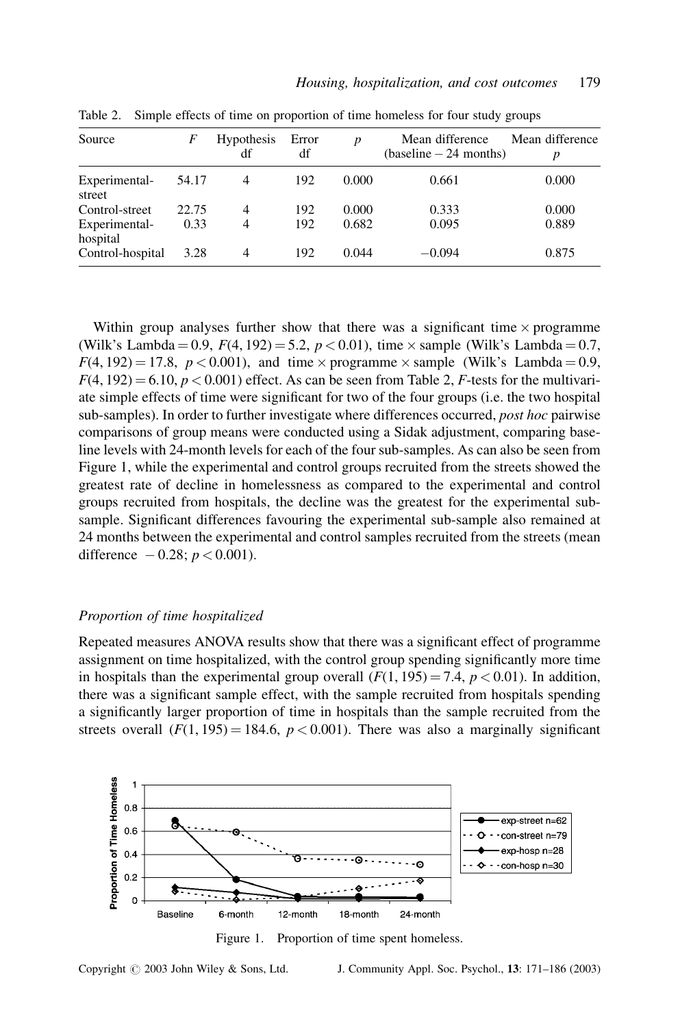Table 2. Simple effects of time on proportion of time homeless for four study groups

| Source | $F$ | Hypothesis df | Error df | $p$ | Mean difference (baseline − 24 months) | Mean difference $p$ |
|---|---|---|---|---|---|---|
| Experimental-street | 54.17 | 4 | 192 | 0.000 | 0.661 | 0.000 |
| Control-street | 22.75 | 4 | 192 | 0.000 | 0.333 | 0.000 |
| Experimental-hospital | 0.33 | 4 | 192 | 0.682 | 0.095 | 0.889 |
| Control-hospital | 3.28 | 4 | 192 | 0.044 | −0.094 | 0.875 |

Within group analyses further show that there was a significant time × programme (Wilk's Lambda = 0.9, $F(4, 192) = 5.2$, $p < 0.01$), time × sample (Wilk's Lambda = 0.7, $F(4, 192) = 17.8$, $p < 0.001$), and time × programme × sample (Wilk's Lambda = 0.9, $F(4, 192) = 6.10$, $p < 0.001$) effect. As can be seen from Table 2, $F$-tests for the multivariate simple effects of time were significant for two of the four groups (i.e. the two hospital sub-samples). In order to further investigate where differences occurred, *post hoc* pairwise comparisons of group means were conducted using a Sidak adjustment, comparing baseline levels with 24-month levels for each of the four sub-samples. As can also be seen from Figure 1, while the experimental and control groups recruited from the streets showed the greatest rate of decline in homelessness as compared to the experimental and control groups recruited from hospitals, the decline was the greatest for the experimental sub-sample. Significant differences favouring the experimental sub-sample also remained at 24 months between the experimental and control samples recruited from the streets (mean difference −0.28; $p < 0.001$).

### *Proportion of time hospitalized*

Repeated measures ANOVA results show that there was a significant effect of programme assignment on time hospitalized, with the control group spending significantly more time in hospitals than the experimental group overall ($F(1, 195) = 7.4$, $p < 0.01$). In addition, there was a significant sample effect, with the sample recruited from hospitals spending a significantly larger proportion of time in hospitals than the sample recruited from the streets overall ($F(1, 195) = 184.6$, $p < 0.001$). There was also a marginally significant

Figure 1. Proportion of time spent homeless.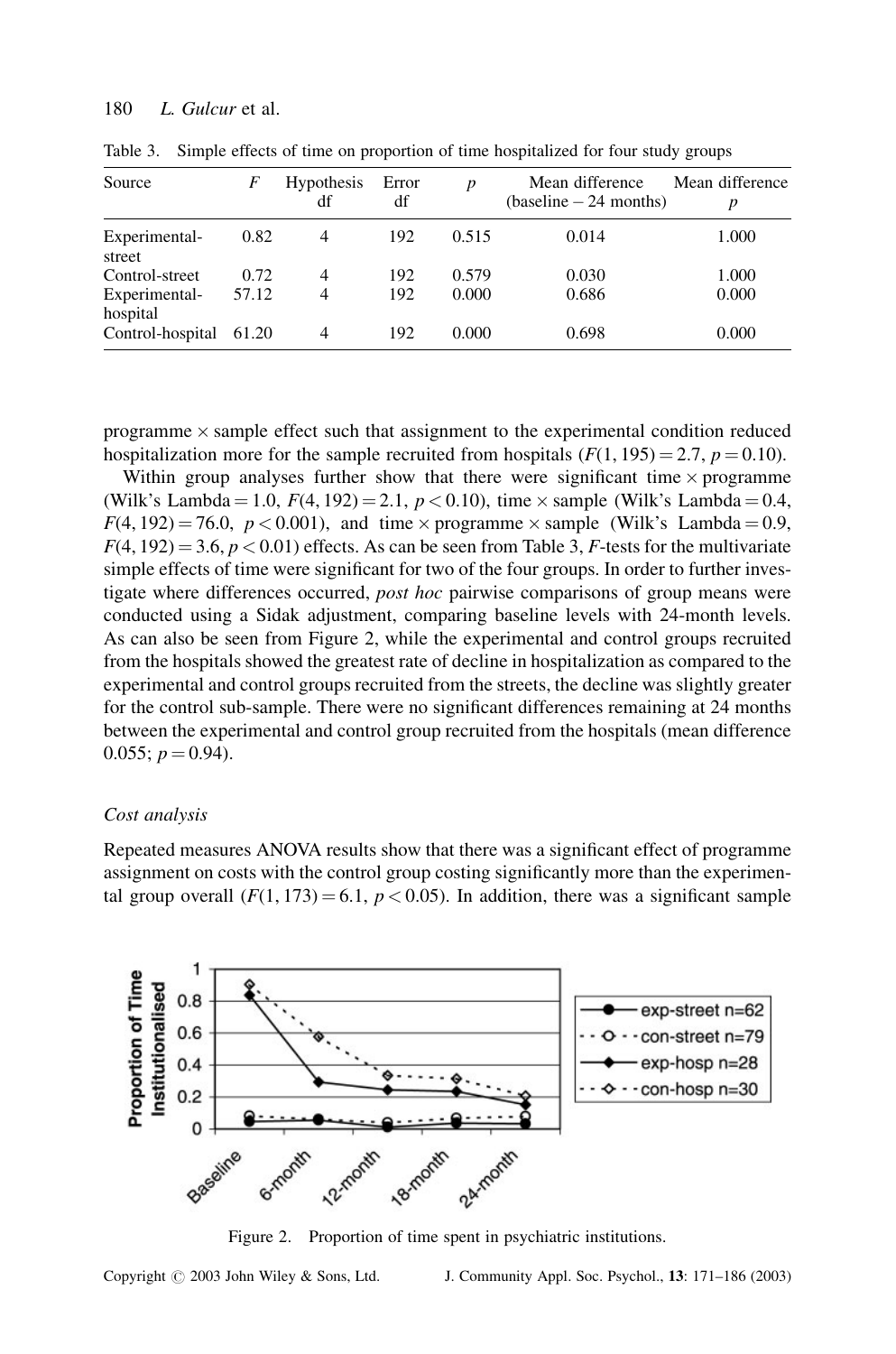Table 3. Simple effects of time on proportion of time hospitalized for four study groups

| Source | $F$ | Hypothesis df | Error df | $p$ | Mean difference (baseline − 24 months) | Mean difference $p$ |
|---|---|---|---|---|---|---|
| Experimental-street | 0.82 | 4 | 192 | 0.515 | 0.014 | 1.000 |
| Control-street | 0.72 | 4 | 192 | 0.579 | 0.030 | 1.000 |
| Experimental-hospital | 57.12 | 4 | 192 | 0.000 | 0.686 | 0.000 |
| Control-hospital | 61.20 | 4 | 192 | 0.000 | 0.698 | 0.000 |

programme × sample effect such that assignment to the experimental condition reduced hospitalization more for the sample recruited from hospitals ($F(1, 195) = 2.7$, $p = 0.10$).

Within group analyses further show that there were significant time × programme (Wilk's Lambda = 1.0, $F(4, 192) = 2.1$, $p < 0.10$), time × sample (Wilk's Lambda = 0.4, $F(4, 192) = 76.0$, $p < 0.001$), and time × programme × sample (Wilk's Lambda = 0.9, $F(4, 192) = 3.6$, $p < 0.01$) effects. As can be seen from Table 3, $F$-tests for the multivariate simple effects of time were significant for two of the four groups. In order to further investigate where differences occurred, *post hoc* pairwise comparisons of group means were conducted using a Sidak adjustment, comparing baseline levels with 24-month levels. As can also be seen from Figure 2, while the experimental and control groups recruited from the hospitals showed the greatest rate of decline in hospitalization as compared to the experimental and control groups recruited from the streets, the decline was slightly greater for the control sub-sample. There were no significant differences remaining at 24 months between the experimental and control group recruited from the hospitals (mean difference 0.055; $p = 0.94$).

### *Cost analysis*

Repeated measures ANOVA results show that there was a significant effect of programme assignment on costs with the control group costing significantly more than the experimental group overall ($F(1, 173) = 6.1$, $p < 0.05$). In addition, there was a significant sample

Figure 2. Proportion of time spent in psychiatric institutions.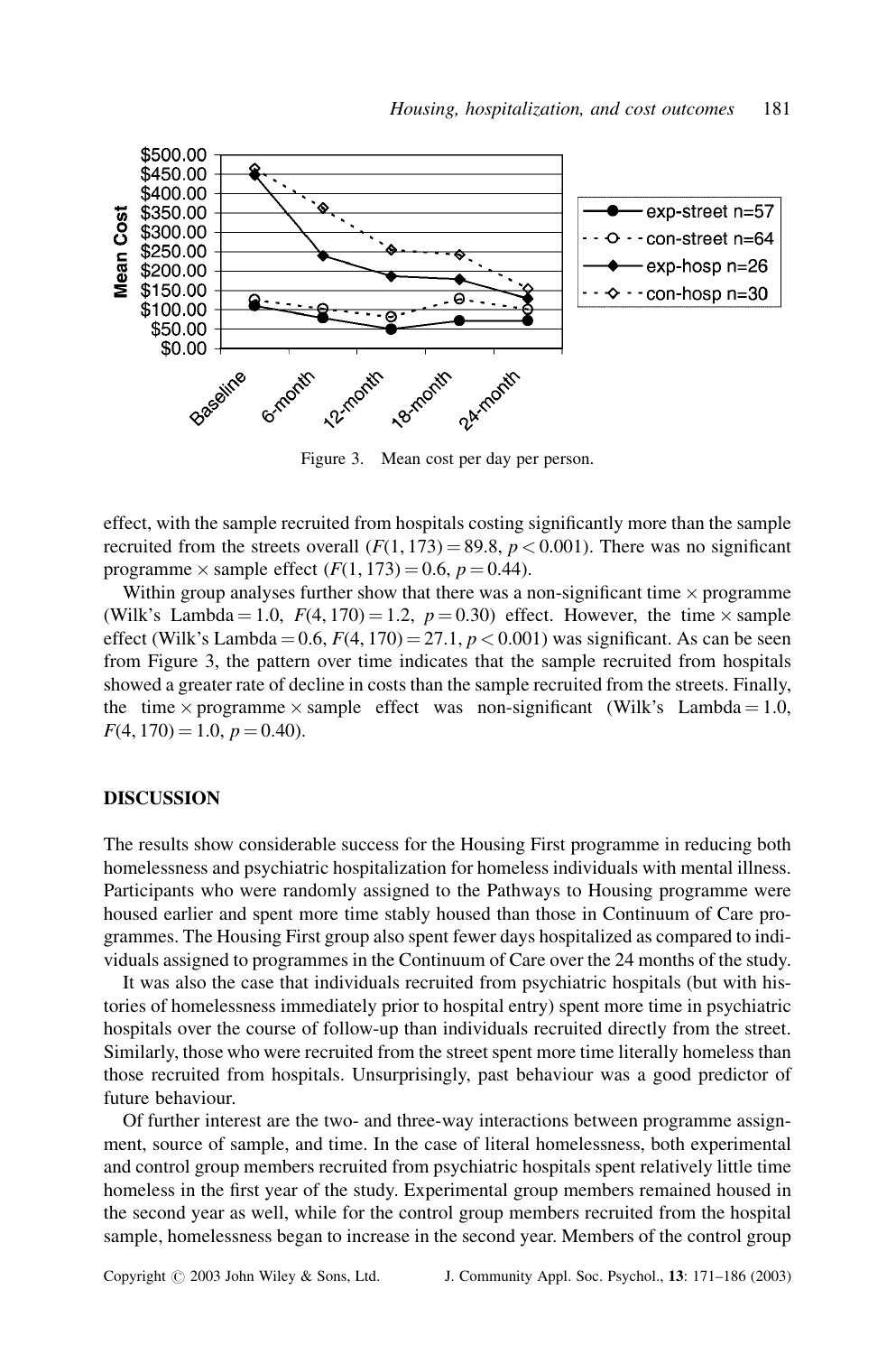Figure 3. Mean cost per day per person.

effect, with the sample recruited from hospitals costing significantly more than the sample recruited from the streets overall ($F(1, 173) = 89.8$, $p < 0.001$). There was no significant programme × sample effect ($F(1, 173) = 0.6$, $p = 0.44$).

Within group analyses further show that there was a non-significant time × programme (Wilk's Lambda = 1.0, $F(4, 170) = 1.2$, $p = 0.30$) effect. However, the time × sample effect (Wilk's Lambda = 0.6, $F(4, 170) = 27.1$, $p < 0.001$) was significant. As can be seen from Figure 3, the pattern over time indicates that the sample recruited from hospitals showed a greater rate of decline in costs than the sample recruited from the streets. Finally, the time × programme × sample effect was non-significant (Wilk's Lambda = 1.0, $F(4, 170) = 1.0$, $p = 0.40$).

## DISCUSSION

The results show considerable success for the Housing First programme in reducing both homelessness and psychiatric hospitalization for homeless individuals with mental illness. Participants who were randomly assigned to the Pathways to Housing programme were housed earlier and spent more time stably housed than those in Continuum of Care programmes. The Housing First group also spent fewer days hospitalized as compared to individuals assigned to programmes in the Continuum of Care over the 24 months of the study.

It was also the case that individuals recruited from psychiatric hospitals (but with histories of homelessness immediately prior to hospital entry) spent more time in psychiatric hospitals over the course of follow-up than individuals recruited directly from the street. Similarly, those who were recruited from the street spent more time literally homeless than those recruited from hospitals. Unsurprisingly, past behaviour was a good predictor of future behaviour.

Of further interest are the two- and three-way interactions between programme assignment, source of sample, and time. In the case of literal homelessness, both experimental and control group members recruited from psychiatric hospitals spent relatively little time homeless in the first year of the study. Experimental group members remained housed in the second year as well, while for the control group members recruited from the hospital sample, homelessness began to increase in the second year. Members of the control group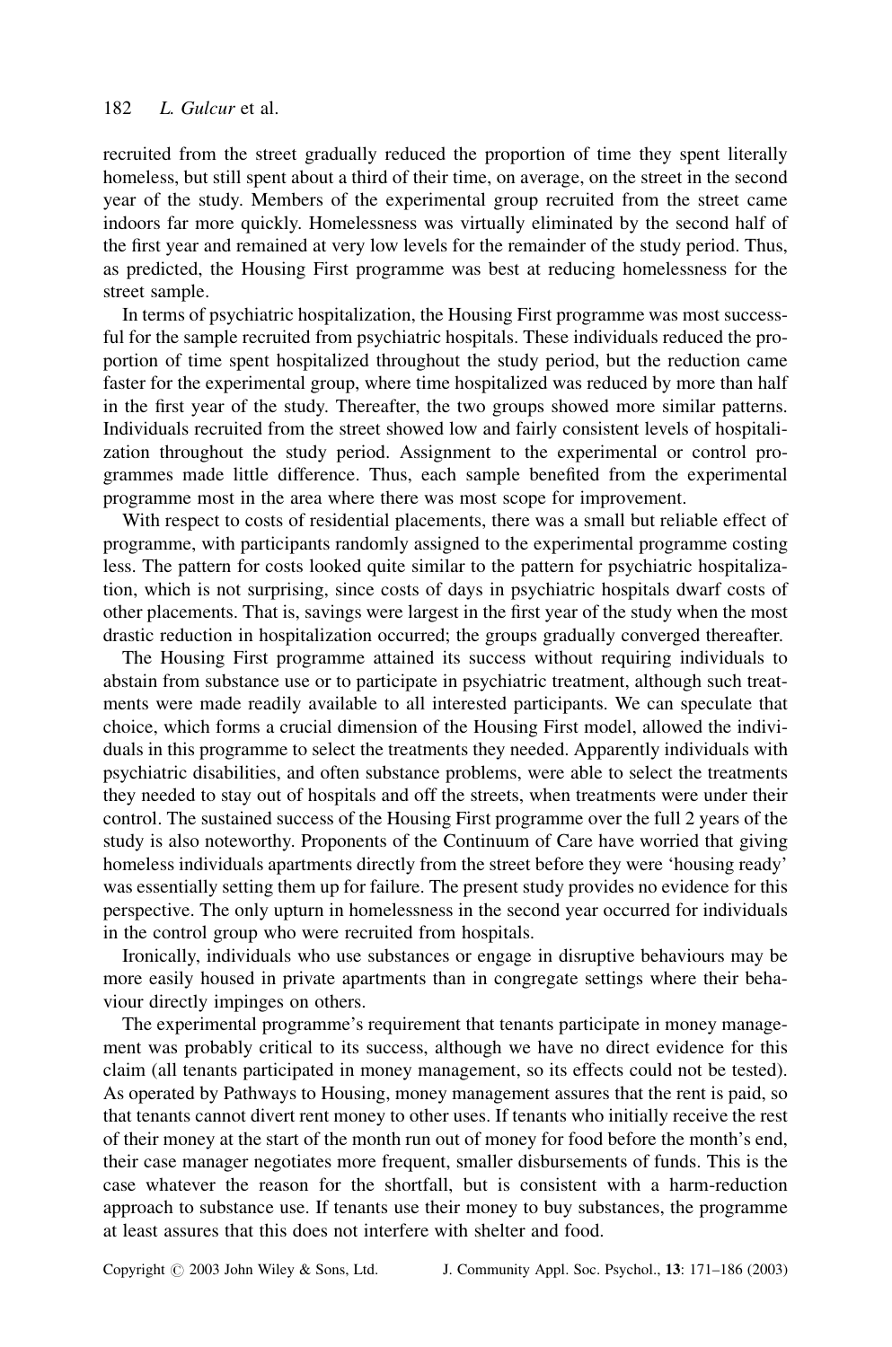recruited from the street gradually reduced the proportion of time they spent literally homeless, but still spent about a third of their time, on average, on the street in the second year of the study. Members of the experimental group recruited from the street came indoors far more quickly. Homelessness was virtually eliminated by the second half of the first year and remained at very low levels for the remainder of the study period. Thus, as predicted, the Housing First programme was best at reducing homelessness for the street sample.

In terms of psychiatric hospitalization, the Housing First programme was most successful for the sample recruited from psychiatric hospitals. These individuals reduced the proportion of time spent hospitalized throughout the study period, but the reduction came faster for the experimental group, where time hospitalized was reduced by more than half in the first year of the study. Thereafter, the two groups showed more similar patterns. Individuals recruited from the street showed low and fairly consistent levels of hospitalization throughout the study period. Assignment to the experimental or control programmes made little difference. Thus, each sample benefited from the experimental programme most in the area where there was most scope for improvement.

With respect to costs of residential placements, there was a small but reliable effect of programme, with participants randomly assigned to the experimental programme costing less. The pattern for costs looked quite similar to the pattern for psychiatric hospitalization, which is not surprising, since costs of days in psychiatric hospitals dwarf costs of other placements. That is, savings were largest in the first year of the study when the most drastic reduction in hospitalization occurred; the groups gradually converged thereafter.

The Housing First programme attained its success without requiring individuals to abstain from substance use or to participate in psychiatric treatment, although such treatments were made readily available to all interested participants. We can speculate that choice, which forms a crucial dimension of the Housing First model, allowed the individuals in this programme to select the treatments they needed. Apparently individuals with psychiatric disabilities, and often substance problems, were able to select the treatments they needed to stay out of hospitals and off the streets, when treatments were under their control. The sustained success of the Housing First programme over the full 2 years of the study is also noteworthy. Proponents of the Continuum of Care have worried that giving homeless individuals apartments directly from the street before they were 'housing ready' was essentially setting them up for failure. The present study provides no evidence for this perspective. The only upturn in homelessness in the second year occurred for individuals in the control group who were recruited from hospitals.

Ironically, individuals who use substances or engage in disruptive behaviours may be more easily housed in private apartments than in congregate settings where their behaviour directly impinges on others.

The experimental programme's requirement that tenants participate in money management was probably critical to its success, although we have no direct evidence for this claim (all tenants participated in money management, so its effects could not be tested). As operated by Pathways to Housing, money management assures that the rent is paid, so that tenants cannot divert rent money to other uses. If tenants who initially receive the rest of their money at the start of the month run out of money for food before the month's end, their case manager negotiates more frequent, smaller disbursements of funds. This is the case whatever the reason for the shortfall, but is consistent with a harm-reduction approach to substance use. If tenants use their money to buy substances, the programme at least assures that this does not interfere with shelter and food.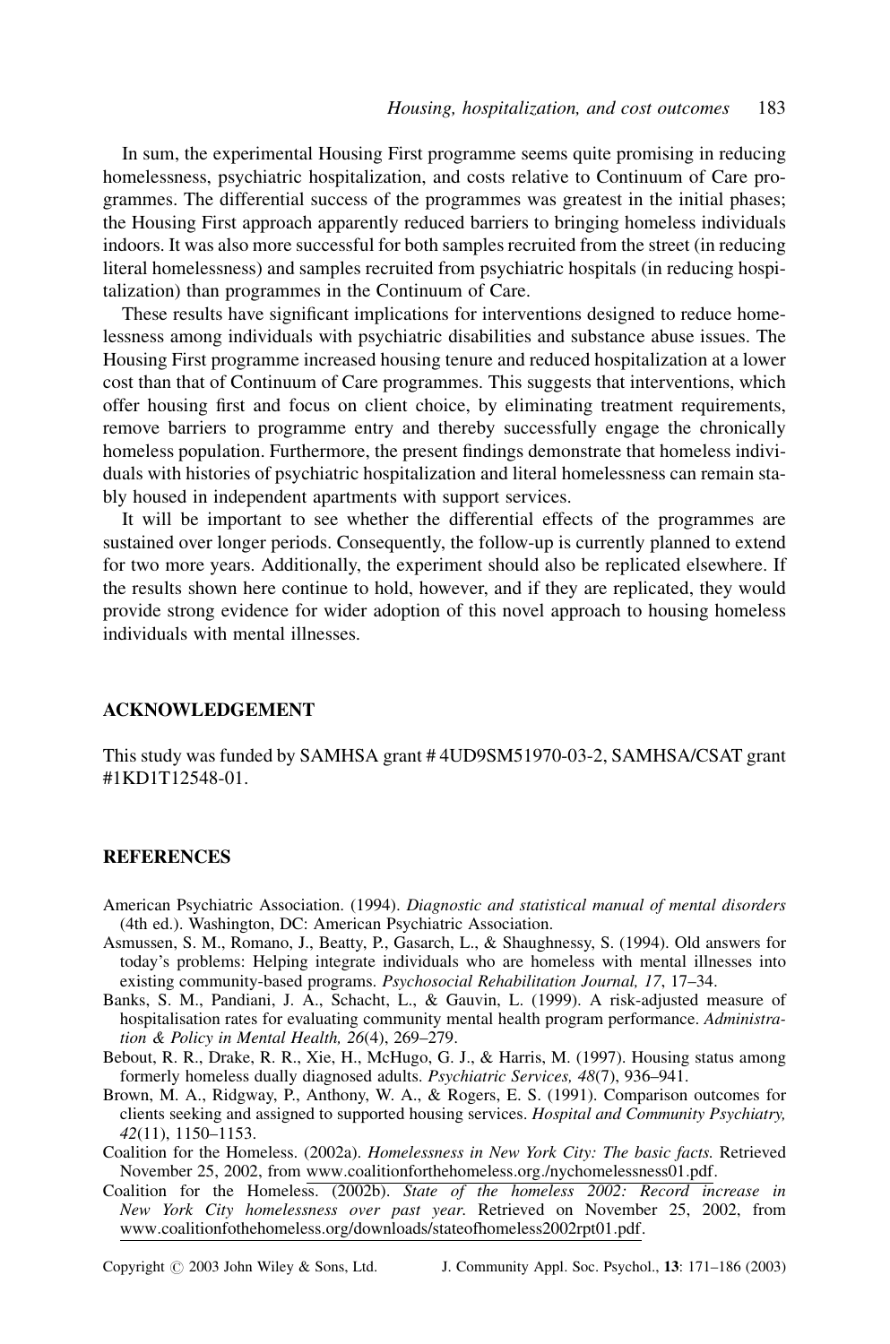In sum, the experimental Housing First programme seems quite promising in reducing homelessness, psychiatric hospitalization, and costs relative to Continuum of Care programmes. The differential success of the programmes was greatest in the initial phases; the Housing First approach apparently reduced barriers to bringing homeless individuals indoors. It was also more successful for both samples recruited from the street (in reducing literal homelessness) and samples recruited from psychiatric hospitals (in reducing hospitalization) than programmes in the Continuum of Care.

These results have significant implications for interventions designed to reduce homelessness among individuals with psychiatric disabilities and substance abuse issues. The Housing First programme increased housing tenure and reduced hospitalization at a lower cost than that of Continuum of Care programmes. This suggests that interventions, which offer housing first and focus on client choice, by eliminating treatment requirements, remove barriers to programme entry and thereby successfully engage the chronically homeless population. Furthermore, the present findings demonstrate that homeless individuals with histories of psychiatric hospitalization and literal homelessness can remain stably housed in independent apartments with support services.

It will be important to see whether the differential effects of the programmes are sustained over longer periods. Consequently, the follow-up is currently planned to extend for two more years. Additionally, the experiment should also be replicated elsewhere. If the results shown here continue to hold, however, and if they are replicated, they would provide strong evidence for wider adoption of this novel approach to housing homeless individuals with mental illnesses.

## ACKNOWLEDGEMENT

This study was funded by SAMHSA grant # 4UD9SM51970-03-2, SAMHSA/CSAT grant #1KD1T12548-01.

## REFERENCES

American Psychiatric Association. (1994). *Diagnostic and statistical manual of mental disorders* (4th ed.). Washington, DC: American Psychiatric Association.

Asmussen, S. M., Romano, J., Beatty, P., Gasarch, L., & Shaughnessy, S. (1994). Old answers for today's problems: Helping integrate individuals who are homeless with mental illnesses into existing community-based programs. *Psychosocial Rehabilitation Journal, 17*, 17–34.

Banks, S. M., Pandiani, J. A., Schacht, L., & Gauvin, L. (1999). A risk-adjusted measure of hospitalisation rates for evaluating community mental health program performance. *Administration & Policy in Mental Health, 26*(4), 269–279.

Bebout, R. R., Drake, R. R., Xie, H., McHugo, G. J., & Harris, M. (1997). Housing status among formerly homeless dually diagnosed adults. *Psychiatric Services, 48*(7), 936–941.

Brown, M. A., Ridgway, P., Anthony, W. A., & Rogers, E. S. (1991). Comparison outcomes for clients seeking and assigned to supported housing services. *Hospital and Community Psychiatry, 42*(11), 1150–1153.

Coalition for the Homeless. (2002a). *Homelessness in New York City: The basic facts.* Retrieved November 25, 2002, from www.coalitionforthehomeless.org./nychomelessness01.pdf.

Coalition for the Homeless. (2002b). *State of the homeless 2002: Record increase in New York City homelessness over past year.* Retrieved on November 25, 2002, from www.coalitionfothehomeless.org/downloads/stateofhomeless2002rpt01.pdf.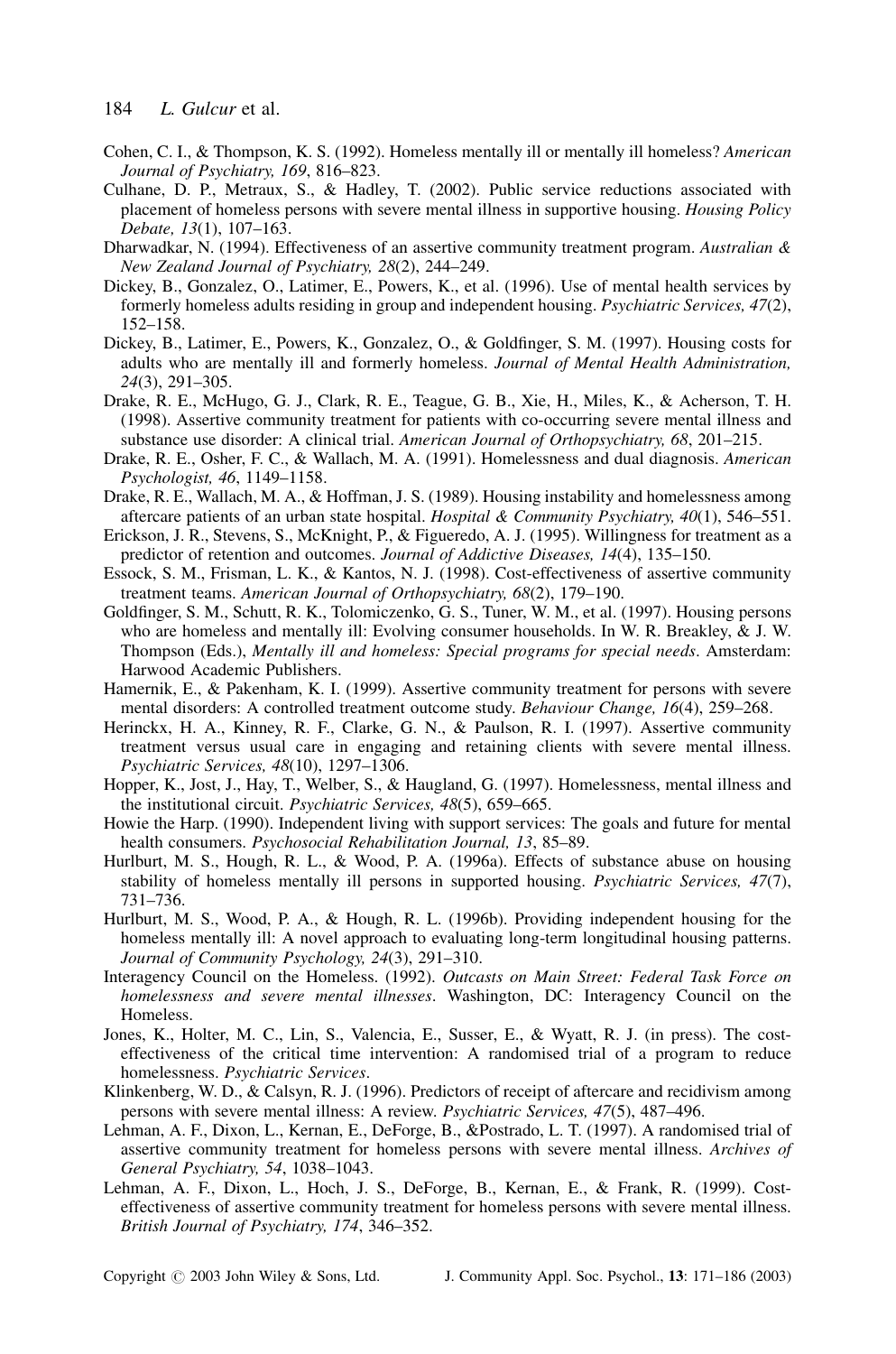Cohen, C. I., & Thompson, K. S. (1992). Homeless mentally ill or mentally ill homeless? *American Journal of Psychiatry, 169*, 816–823.

Culhane, D. P., Metraux, S., & Hadley, T. (2002). Public service reductions associated with placement of homeless persons with severe mental illness in supportive housing. *Housing Policy Debate, 13*(1), 107–163.

Dharwadkar, N. (1994). Effectiveness of an assertive community treatment program. *Australian & New Zealand Journal of Psychiatry, 28*(2), 244–249.

Dickey, B., Gonzalez, O., Latimer, E., Powers, K., et al. (1996). Use of mental health services by formerly homeless adults residing in group and independent housing. *Psychiatric Services, 47*(2), 152–158.

Dickey, B., Latimer, E., Powers, K., Gonzalez, O., & Goldfinger, S. M. (1997). Housing costs for adults who are mentally ill and formerly homeless. *Journal of Mental Health Administration, 24*(3), 291–305.

Drake, R. E., McHugo, G. J., Clark, R. E., Teague, G. B., Xie, H., Miles, K., & Acherson, T. H. (1998). Assertive community treatment for patients with co-occurring severe mental illness and substance use disorder: A clinical trial. *American Journal of Orthopsychiatry, 68*, 201–215.

Drake, R. E., Osher, F. C., & Wallach, M. A. (1991). Homelessness and dual diagnosis. *American Psychologist, 46*, 1149–1158.

Drake, R. E., Wallach, M. A., & Hoffman, J. S. (1989). Housing instability and homelessness among aftercare patients of an urban state hospital. *Hospital & Community Psychiatry, 40*(1), 546–551.

Erickson, J. R., Stevens, S., McKnight, P., & Figueredo, A. J. (1995). Willingness for treatment as a predictor of retention and outcomes. *Journal of Addictive Diseases, 14*(4), 135–150.

Essock, S. M., Frisman, L. K., & Kantos, N. J. (1998). Cost-effectiveness of assertive community treatment teams. *American Journal of Orthopsychiatry, 68*(2), 179–190.

Goldfinger, S. M., Schutt, R. K., Tolomiczenko, G. S., Tuner, W. M., et al. (1997). Housing persons who are homeless and mentally ill: Evolving consumer households. In W. R. Breakley, & J. W. Thompson (Eds.), *Mentally ill and homeless: Special programs for special needs*. Amsterdam: Harwood Academic Publishers.

Hamernik, E., & Pakenham, K. I. (1999). Assertive community treatment for persons with severe mental disorders: A controlled treatment outcome study. *Behaviour Change, 16*(4), 259–268.

Herinckx, H. A., Kinney, R. F., Clarke, G. N., & Paulson, R. I. (1997). Assertive community treatment versus usual care in engaging and retaining clients with severe mental illness. *Psychiatric Services, 48*(10), 1297–1306.

Hopper, K., Jost, J., Hay, T., Welber, S., & Haugland, G. (1997). Homelessness, mental illness and the institutional circuit. *Psychiatric Services, 48*(5), 659–665.

Howie the Harp. (1990). Independent living with support services: The goals and future for mental health consumers. *Psychosocial Rehabilitation Journal, 13*, 85–89.

Hurlburt, M. S., Hough, R. L., & Wood, P. A. (1996a). Effects of substance abuse on housing stability of homeless mentally ill persons in supported housing. *Psychiatric Services, 47*(7), 731–736.

Hurlburt, M. S., Wood, P. A., & Hough, R. L. (1996b). Providing independent housing for the homeless mentally ill: A novel approach to evaluating long-term longitudinal housing patterns. *Journal of Community Psychology, 24*(3), 291–310.

Interagency Council on the Homeless. (1992). *Outcasts on Main Street: Federal Task Force on homelessness and severe mental illnesses*. Washington, DC: Interagency Council on the Homeless.

Jones, K., Holter, M. C., Lin, S., Valencia, E., Susser, E., & Wyatt, R. J. (in press). The cost-effectiveness of the critical time intervention: A randomised trial of a program to reduce homelessness. *Psychiatric Services*.

Klinkenberg, W. D., & Calsyn, R. J. (1996). Predictors of receipt of aftercare and recidivism among persons with severe mental illness: A review. *Psychiatric Services, 47*(5), 487–496.

Lehman, A. F., Dixon, L., Kernan, E., DeForge, B., &Postrado, L. T. (1997). A randomised trial of assertive community treatment for homeless persons with severe mental illness. *Archives of General Psychiatry, 54*, 1038–1043.

Lehman, A. F., Dixon, L., Hoch, J. S., DeForge, B., Kernan, E., & Frank, R. (1999). Cost-effectiveness of assertive community treatment for homeless persons with severe mental illness. *British Journal of Psychiatry, 174*, 346–352.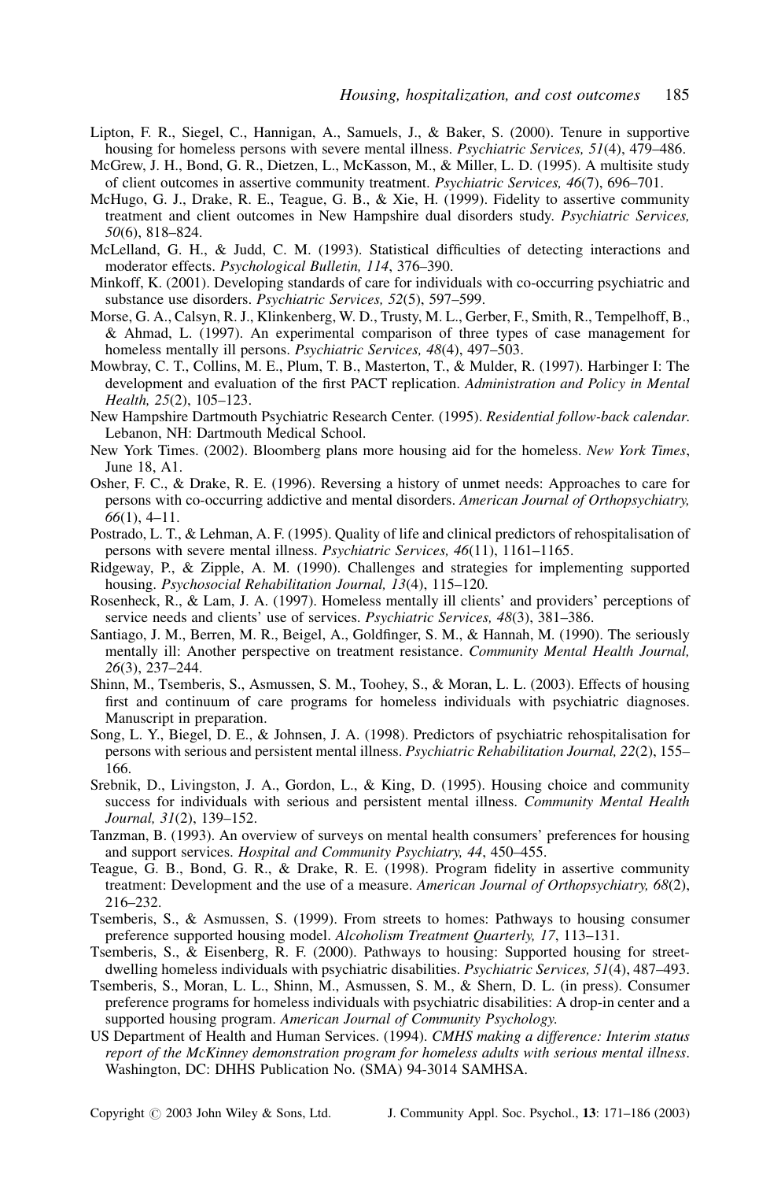Lipton, F. R., Siegel, C., Hannigan, A., Samuels, J., & Baker, S. (2000). Tenure in supportive housing for homeless persons with severe mental illness. *Psychiatric Services, 51*(4), 479–486.

McGrew, J. H., Bond, G. R., Dietzen, L., McKasson, M., & Miller, L. D. (1995). A multisite study of client outcomes in assertive community treatment. *Psychiatric Services, 46*(7), 696–701.

McHugo, G. J., Drake, R. E., Teague, G. B., & Xie, H. (1999). Fidelity to assertive community treatment and client outcomes in New Hampshire dual disorders study. *Psychiatric Services, 50*(6), 818–824.

McLelland, G. H., & Judd, C. M. (1993). Statistical difficulties of detecting interactions and moderator effects. *Psychological Bulletin, 114*, 376–390.

Minkoff, K. (2001). Developing standards of care for individuals with co-occurring psychiatric and substance use disorders. *Psychiatric Services, 52*(5), 597–599.

Morse, G. A., Calsyn, R. J., Klinkenberg, W. D., Trusty, M. L., Gerber, F., Smith, R., Tempelhoff, B., & Ahmad, L. (1997). An experimental comparison of three types of case management for homeless mentally ill persons. *Psychiatric Services, 48*(4), 497–503.

Mowbray, C. T., Collins, M. E., Plum, T. B., Masterton, T., & Mulder, R. (1997). Harbinger I: The development and evaluation of the first PACT replication. *Administration and Policy in Mental Health, 25*(2), 105–123.

New Hampshire Dartmouth Psychiatric Research Center. (1995). *Residential follow-back calendar.* Lebanon, NH: Dartmouth Medical School.

New York Times. (2002). Bloomberg plans more housing aid for the homeless. *New York Times*, June 18, A1.

Osher, F. C., & Drake, R. E. (1996). Reversing a history of unmet needs: Approaches to care for persons with co-occurring addictive and mental disorders. *American Journal of Orthopsychiatry, 66*(1), 4–11.

Postrado, L. T., & Lehman, A. F. (1995). Quality of life and clinical predictors of rehospitalisation of persons with severe mental illness. *Psychiatric Services, 46*(11), 1161–1165.

Ridgeway, P., & Zipple, A. M. (1990). Challenges and strategies for implementing supported housing. *Psychosocial Rehabilitation Journal, 13*(4), 115–120.

Rosenheck, R., & Lam, J. A. (1997). Homeless mentally ill clients' and providers' perceptions of service needs and clients' use of services. *Psychiatric Services, 48*(3), 381–386.

Santiago, J. M., Berren, M. R., Beigel, A., Goldfinger, S. M., & Hannah, M. (1990). The seriously mentally ill: Another perspective on treatment resistance. *Community Mental Health Journal, 26*(3), 237–244.

Shinn, M., Tsemberis, S., Asmussen, S. M., Toohey, S., & Moran, L. L. (2003). Effects of housing first and continuum of care programs for homeless individuals with psychiatric diagnoses. Manuscript in preparation.

Song, L. Y., Biegel, D. E., & Johnsen, J. A. (1998). Predictors of psychiatric rehospitalisation for persons with serious and persistent mental illness. *Psychiatric Rehabilitation Journal, 22*(2), 155–166.

Srebnik, D., Livingston, J. A., Gordon, L., & King, D. (1995). Housing choice and community success for individuals with serious and persistent mental illness. *Community Mental Health Journal, 31*(2), 139–152.

Tanzman, B. (1993). An overview of surveys on mental health consumers' preferences for housing and support services. *Hospital and Community Psychiatry, 44*, 450–455.

Teague, G. B., Bond, G. R., & Drake, R. E. (1998). Program fidelity in assertive community treatment: Development and the use of a measure. *American Journal of Orthopsychiatry, 68*(2), 216–232.

Tsemberis, S., & Asmussen, S. (1999). From streets to homes: Pathways to housing consumer preference supported housing model. *Alcoholism Treatment Quarterly, 17*, 113–131.

Tsemberis, S., & Eisenberg, R. F. (2000). Pathways to housing: Supported housing for street-dwelling homeless individuals with psychiatric disabilities. *Psychiatric Services, 51*(4), 487–493.

Tsemberis, S., Moran, L. L., Shinn, M., Asmussen, S. M., & Shern, D. L. (in press). Consumer preference programs for homeless individuals with psychiatric disabilities: A drop-in center and a supported housing program. *American Journal of Community Psychology.*

US Department of Health and Human Services. (1994). *CMHS making a difference: Interim status report of the McKinney demonstration program for homeless adults with serious mental illness*. Washington, DC: DHHS Publication No. (SMA) 94-3014 SAMHSA.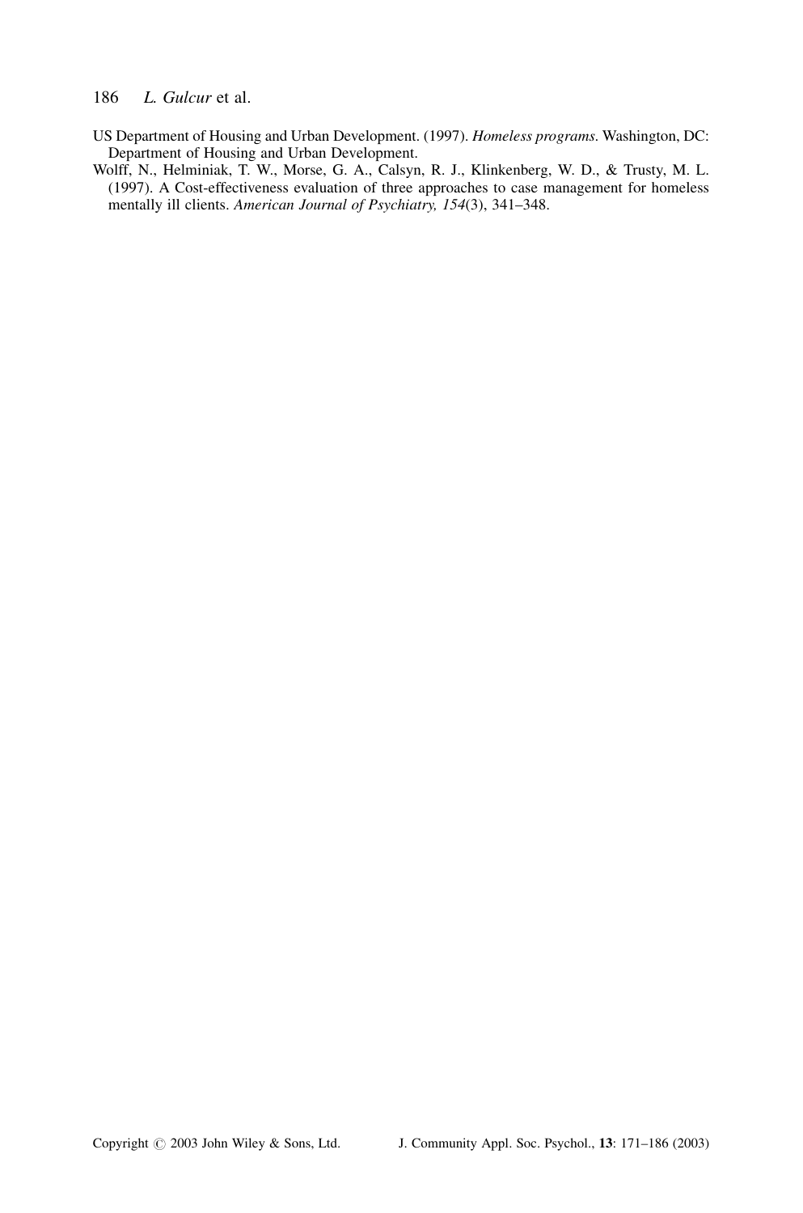US Department of Housing and Urban Development. (1997). *Homeless programs*. Washington, DC: Department of Housing and Urban Development.

Wolff, N., Helminiak, T. W., Morse, G. A., Calsyn, R. J., Klinkenberg, W. D., & Trusty, M. L. (1997). A Cost-effectiveness evaluation of three approaches to case management for homeless mentally ill clients. *American Journal of Psychiatry, 154*(3), 341–348.